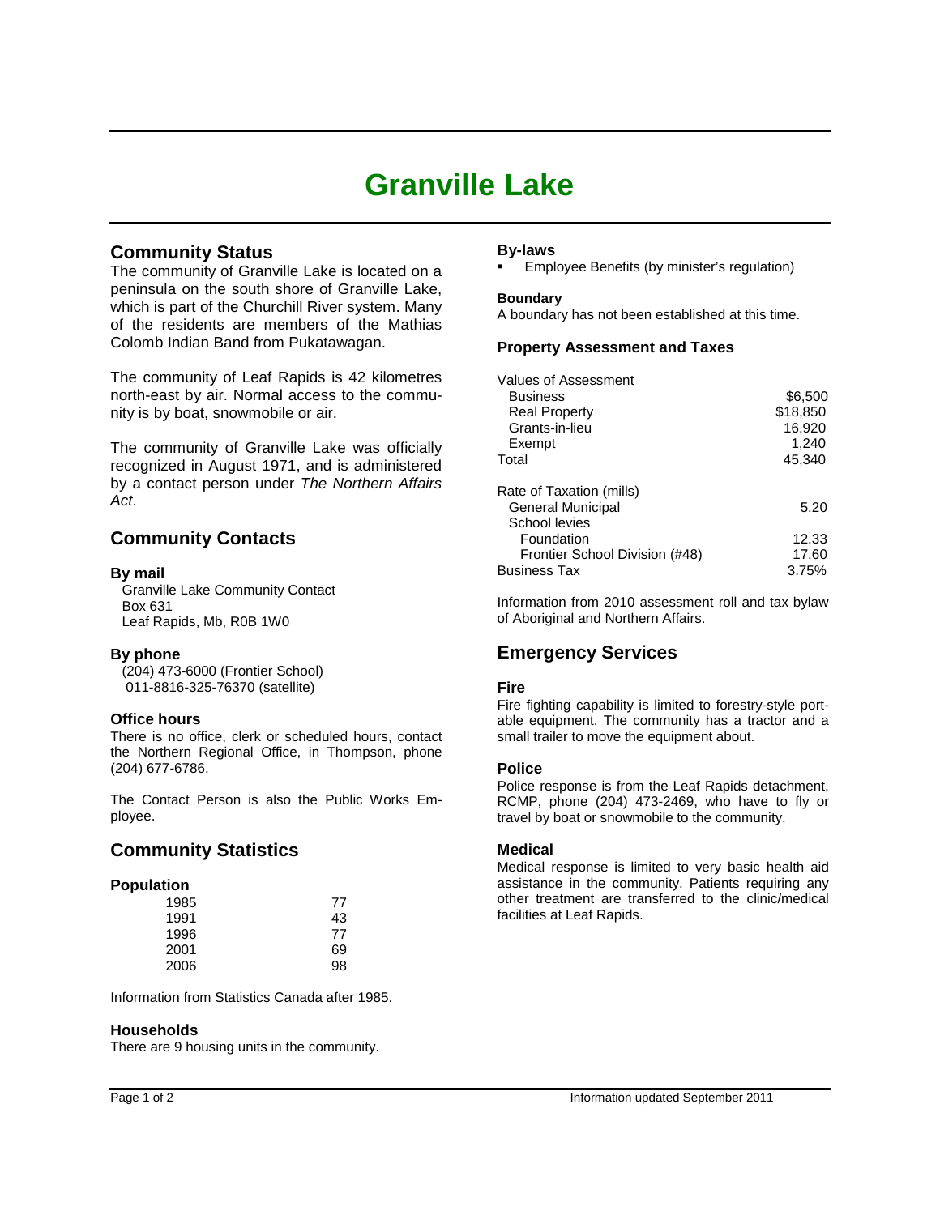# Granville Lake

## Community Status

The community of Granville Lake is located on a peninsula on the south shore of Granville Lake, which is part of the Churchill River system. Many of the residents are members of the Mathias Colomb Indian Band from Pukatawagan.

The community of Leaf Rapids is 42 kilometres north-east by air. Normal access to the community is by boat, snowmobile or air.

The community of Granville Lake was officially recognized in August 1971, and is administered by a contact person under *The Northern Affairs Act*.

## Community Contacts

### By mail

Granville Lake Community Contact
Box 631
Leaf Rapids, Mb, R0B 1W0

### By phone

(204) 473-6000 (Frontier School)
011-8816-325-76370 (satellite)

### Office hours

There is no office, clerk or scheduled hours, contact the Northern Regional Office, in Thompson, phone (204) 677-6786.

The Contact Person is also the Public Works Employee.

## Community Statistics

### Population

| Year | Population |
|---|---|
| 1985 | 77 |
| 1991 | 43 |
| 1996 | 77 |
| 2001 | 69 |
| 2006 | 98 |

Information from Statistics Canada after 1985.

### Households

There are 9 housing units in the community.

### By-laws

- Employee Benefits (by minister's regulation)

#### Boundary

A boundary has not been established at this time.

### Property Assessment and Taxes

| Values of Assessment | |
|---|---|
| Business | $6,500 |
| Real Property | $18,850 |
| Grants-in-lieu | 16,920 |
| Exempt | 1,240 |
| Total | 45,340 |

| Rate of Taxation (mills) | |
|---|---|
| General Municipal | 5.20 |
| School levies | |
| Foundation | 12.33 |
| Frontier School Division (#48) | 17.60 |
| Business Tax | 3.75% |

Information from 2010 assessment roll and tax bylaw of Aboriginal and Northern Affairs.

## Emergency Services

### Fire

Fire fighting capability is limited to forestry-style portable equipment. The community has a tractor and a small trailer to move the equipment about.

### Police

Police response is from the Leaf Rapids detachment, RCMP, phone (204) 473-2469, who have to fly or travel by boat or snowmobile to the community.

### Medical

Medical response is limited to very basic health aid assistance in the community. Patients requiring any other treatment are transferred to the clinic/medical facilities at Leaf Rapids.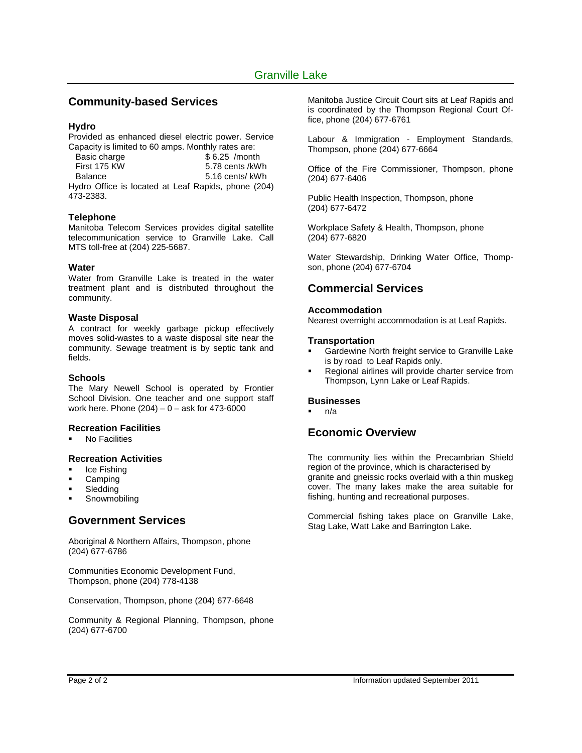# Granville Lake

## Community-based Services

### Hydro

Provided as enhanced diesel electric power. Service Capacity is limited to 60 amps. Monthly rates are:

| | |
|---|---|
| Basic charge | $ 6.25 /month |
| First 175 KW | 5.78 cents /kWh |
| Balance | 5.16 cents/ kWh |

Hydro Office is located at Leaf Rapids, phone (204) 473-2383.

### Telephone

Manitoba Telecom Services provides digital satellite telecommunication service to Granville Lake. Call MTS toll-free at (204) 225-5687.

### Water

Water from Granville Lake is treated in the water treatment plant and is distributed throughout the community.

### Waste Disposal

A contract for weekly garbage pickup effectively moves solid-wastes to a waste disposal site near the community. Sewage treatment is by septic tank and fields.

### Schools

The Mary Newell School is operated by Frontier School Division. One teacher and one support staff work here. Phone (204) – 0 – ask for 473-6000

### Recreation Facilities

- No Facilities

### Recreation Activities

- Ice Fishing
- Camping
- Sledding
- Snowmobiling

## Government Services

Aboriginal & Northern Affairs, Thompson, phone (204) 677-6786

Communities Economic Development Fund, Thompson, phone (204) 778-4138

Conservation, Thompson, phone (204) 677-6648

Community & Regional Planning, Thompson, phone (204) 677-6700

Manitoba Justice Circuit Court sits at Leaf Rapids and is coordinated by the Thompson Regional Court Office, phone (204) 677-6761

Labour & Immigration - Employment Standards, Thompson, phone (204) 677-6664

Office of the Fire Commissioner, Thompson, phone (204) 677-6406

Public Health Inspection, Thompson, phone (204) 677-6472

Workplace Safety & Health, Thompson, phone (204) 677-6820

Water Stewardship, Drinking Water Office, Thompson, phone (204) 677-6704

## Commercial Services

### Accommodation

Nearest overnight accommodation is at Leaf Rapids.

### Transportation

- Gardewine North freight service to Granville Lake is by road to Leaf Rapids only.
- Regional airlines will provide charter service from Thompson, Lynn Lake or Leaf Rapids.

### Businesses

- n/a

## Economic Overview

The community lies within the Precambrian Shield region of the province, which is characterised by granite and gneissic rocks overlaid with a thin muskeg cover. The many lakes make the area suitable for fishing, hunting and recreational purposes.

Commercial fishing takes place on Granville Lake, Stag Lake, Watt Lake and Barrington Lake.

Information updated September 2011